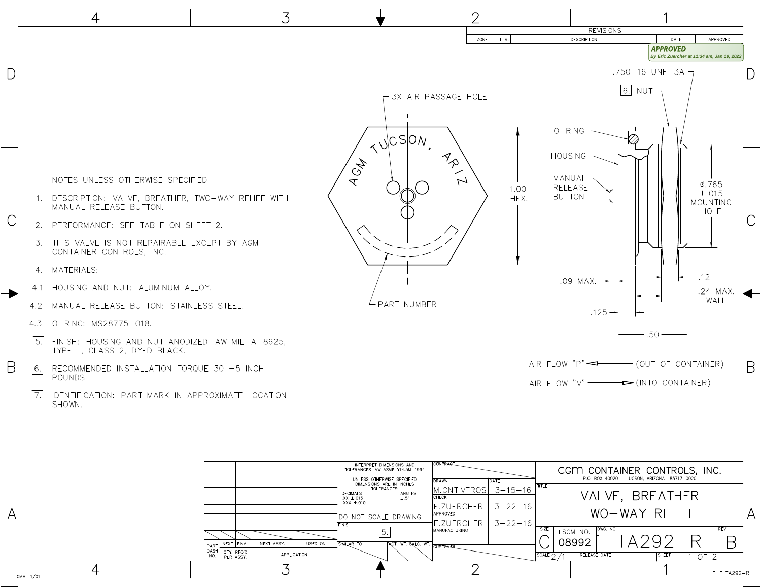REVISIONS

| ZONE | LTR. | DESCRIPTION | DATE | APPROVED |
|---|---|---|---|---|
| | | | | |

**APPROVED**
*By Eric Zuercher at 11:34 am, Jan 19, 2022*

NOTES UNLESS OTHERWISE SPECIFIED

1. DESCRIPTION: VALVE, BREATHER, TWO-WAY RELIEF WITH MANUAL RELEASE BUTTON.
2. PERFORMANCE: SEE TABLE ON SHEET 2.
3. THIS VALVE IS NOT REPAIRABLE EXCEPT BY AGM CONTAINER CONTROLS, INC.
4. MATERIALS:
   - 4.1 HOUSING AND NUT: ALUMINUM ALLOY.
   - 4.2 MANUAL RELEASE BUTTON: STAINLESS STEEL.
   - 4.3 O-RING: MS28775-018.
5. FINISH: HOUSING AND NUT ANODIZED IAW MIL-A-8625, TYPE II, CLASS 2, DYED BLACK.
6. RECOMMENDED INSTALLATION TORQUE 30 ±5 INCH POUNDS
7. IDENTIFICATION: PART MARK IN APPROXIMATE LOCATION SHOWN.

3X AIR PASSAGE HOLE

AGM TUCSON, ARIZ

1.00 HEX.

PART NUMBER

.750-16 UNF-3A

6. NUT

O-RING

HOUSING

MANUAL RELEASE BUTTON

⌀.765 ±.015 MOUNTING HOLE

.09 MAX.

.12

.24 MAX. WALL

.125

.50

AIR FLOW "P" ◁——— (OUT OF CONTAINER)

AIR FLOW "V" ———▷ (INTO CONTAINER)

INTERPRET DIMENSIONS AND TOLERANCES IAW ASME Y14.5M-1994

UNLESS OTHERWISE SPECIFIED DIMENSIONS ARE IN INCHES TOLERANCES:
DECIMALS .XX ±.015 .XXX ±.010
ANGLES ±.5°

DO NOT SCALE DRAWING

FINISH: 5.

| PART DASH NO. | NEXT | FINAL | NEXT ASSY. | USED ON |
|---|---|---|---|---|
| | QTY. REQ'D PER ASSY. | | APPLICATION | |

SIMILAR TO | ACT. WT. | CALC. WT.

CONTRACT

| | | DATE |
|---|---|---|
| DRAWN | M.ONTIVEROS | 3-15-16 |
| CHECK | E.ZUERCHER | 3-22-16 |
| APPROVED | E.ZUERCHER | 3-22-16 |
| MANUFACTURING | | |

CUSTOMER

agm CONTAINER CONTROLS, INC.
P.O. BOX 40020 – TUCSON, ARIZONA 85717-0020

TITLE: VALVE, BREATHER TWO-WAY RELIEF

| SIZE | FSCM NO. | DWG. NO. | REV |
|---|---|---|---|
| C | 08992 | TA292-R | B |

SCALE 2/1 | RELEASE DATE | SHEET 1 OF 2

FILE TA292-R

CMAT 1/01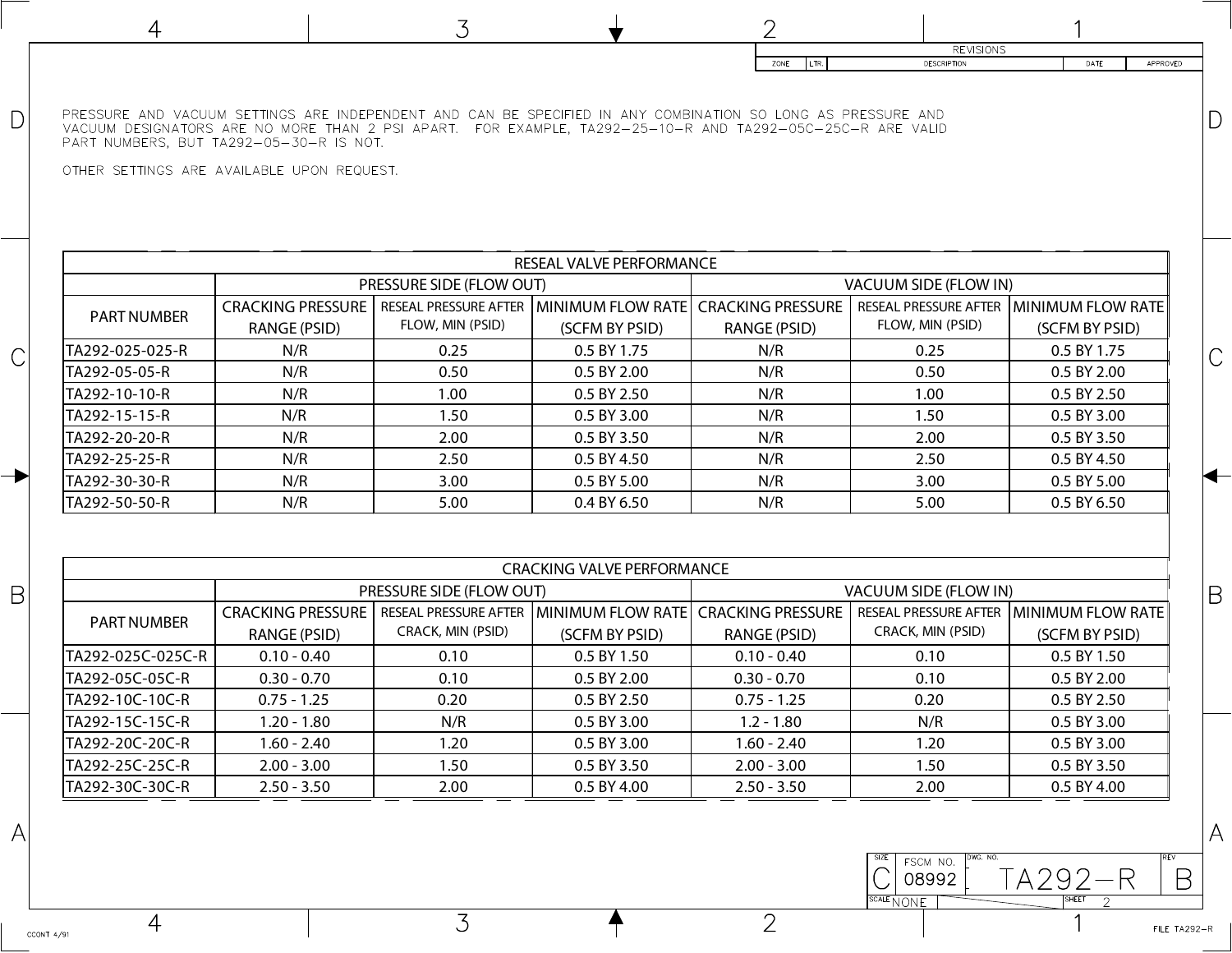PRESSURE AND VACUUM SETTINGS ARE INDEPENDENT AND CAN BE SPECIFIED IN ANY COMBINATION SO LONG AS PRESSURE AND VACUUM DESIGNATORS ARE NO MORE THAN 2 PSI APART. FOR EXAMPLE, TA292–25–10–R AND TA292–05C–25C–R ARE VALID PART NUMBERS, BUT TA292–05–30–R IS NOT.

OTHER SETTINGS ARE AVAILABLE UPON REQUEST.

| RESEAL VALVE PERFORMANCE | | | | | | |
|---|---|---|---|---|---|---|
| | PRESSURE SIDE (FLOW OUT) | | | VACUUM SIDE (FLOW IN) | | |
| PART NUMBER | CRACKING PRESSURE RANGE (PSID) | RESEAL PRESSURE AFTER FLOW, MIN (PSID) | MINIMUM FLOW RATE (SCFM BY PSID) | CRACKING PRESSURE RANGE (PSID) | RESEAL PRESSURE AFTER FLOW, MIN (PSID) | MINIMUM FLOW RATE (SCFM BY PSID) |
| TA292-025-025-R | N/R | 0.25 | 0.5 BY 1.75 | N/R | 0.25 | 0.5 BY 1.75 |
| TA292-05-05-R | N/R | 0.50 | 0.5 BY 2.00 | N/R | 0.50 | 0.5 BY 2.00 |
| TA292-10-10-R | N/R | 1.00 | 0.5 BY 2.50 | N/R | 1.00 | 0.5 BY 2.50 |
| TA292-15-15-R | N/R | 1.50 | 0.5 BY 3.00 | N/R | 1.50 | 0.5 BY 3.00 |
| TA292-20-20-R | N/R | 2.00 | 0.5 BY 3.50 | N/R | 2.00 | 0.5 BY 3.50 |
| TA292-25-25-R | N/R | 2.50 | 0.5 BY 4.50 | N/R | 2.50 | 0.5 BY 4.50 |
| TA292-30-30-R | N/R | 3.00 | 0.5 BY 5.00 | N/R | 3.00 | 0.5 BY 5.00 |
| TA292-50-50-R | N/R | 5.00 | 0.4 BY 6.50 | N/R | 5.00 | 0.5 BY 6.50 |

| CRACKING VALVE PERFORMANCE | | | | | | |
|---|---|---|---|---|---|---|
| | PRESSURE SIDE (FLOW OUT) | | | VACUUM SIDE (FLOW IN) | | |
| PART NUMBER | CRACKING PRESSURE RANGE (PSID) | RESEAL PRESSURE AFTER CRACK, MIN (PSID) | MINIMUM FLOW RATE (SCFM BY PSID) | CRACKING PRESSURE RANGE (PSID) | RESEAL PRESSURE AFTER CRACK, MIN (PSID) | MINIMUM FLOW RATE (SCFM BY PSID) |
| TA292-025C-025C-R | 0.10 - 0.40 | 0.10 | 0.5 BY 1.50 | 0.10 - 0.40 | 0.10 | 0.5 BY 1.50 |
| TA292-05C-05C-R | 0.30 - 0.70 | 0.10 | 0.5 BY 2.00 | 0.30 - 0.70 | 0.10 | 0.5 BY 2.00 |
| TA292-10C-10C-R | 0.75 - 1.25 | 0.20 | 0.5 BY 2.50 | 0.75 - 1.25 | 0.20 | 0.5 BY 2.50 |
| TA292-15C-15C-R | 1.20 - 1.80 | N/R | 0.5 BY 3.00 | 1.2 - 1.80 | N/R | 0.5 BY 3.00 |
| TA292-20C-20C-R | 1.60 - 2.40 | 1.20 | 0.5 BY 3.00 | 1.60 - 2.40 | 1.20 | 0.5 BY 3.00 |
| TA292-25C-25C-R | 2.00 - 3.00 | 1.50 | 0.5 BY 3.50 | 2.00 - 3.00 | 1.50 | 0.5 BY 3.50 |
| TA292-30C-30C-R | 2.50 - 3.50 | 2.00 | 0.5 BY 4.00 | 2.50 - 3.50 | 2.00 | 0.5 BY 4.00 |

SIZE C | FSCM NO. 08992 | DWG. NO. TA292–R | REV B

SCALE NONE | SHEET 2